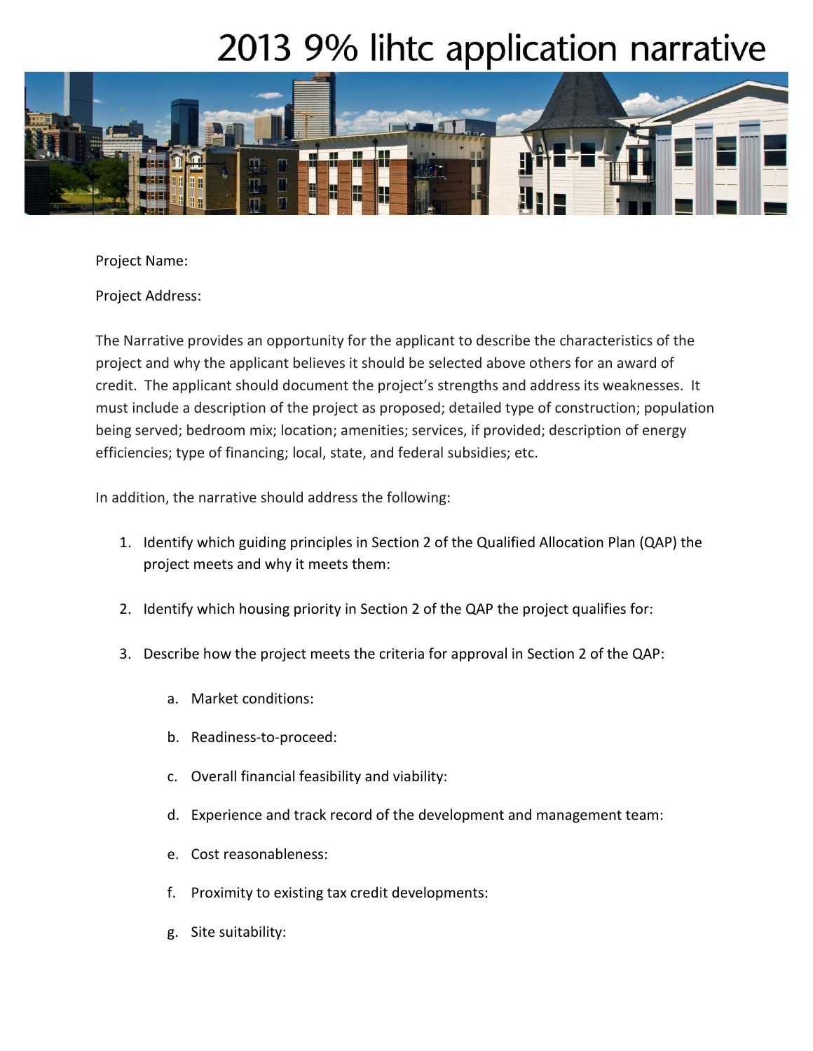# 2013 9% lihtc application narrative

Project Name:

Project Address:

The Narrative provides an opportunity for the applicant to describe the characteristics of the project and why the applicant believes it should be selected above others for an award of credit. The applicant should document the project's strengths and address its weaknesses. It must include a description of the project as proposed; detailed type of construction; population being served; bedroom mix; location; amenities; services, if provided; description of energy efficiencies; type of financing; local, state, and federal subsidies; etc.

In addition, the narrative should address the following:

1. Identify which guiding principles in Section 2 of the Qualified Allocation Plan (QAP) the project meets and why it meets them:
2. Identify which housing priority in Section 2 of the QAP the project qualifies for:
3. Describe how the project meets the criteria for approval in Section 2 of the QAP:
   a. Market conditions:
   b. Readiness-to-proceed:
   c. Overall financial feasibility and viability:
   d. Experience and track record of the development and management team:
   e. Cost reasonableness:
   f. Proximity to existing tax credit developments:
   g. Site suitability: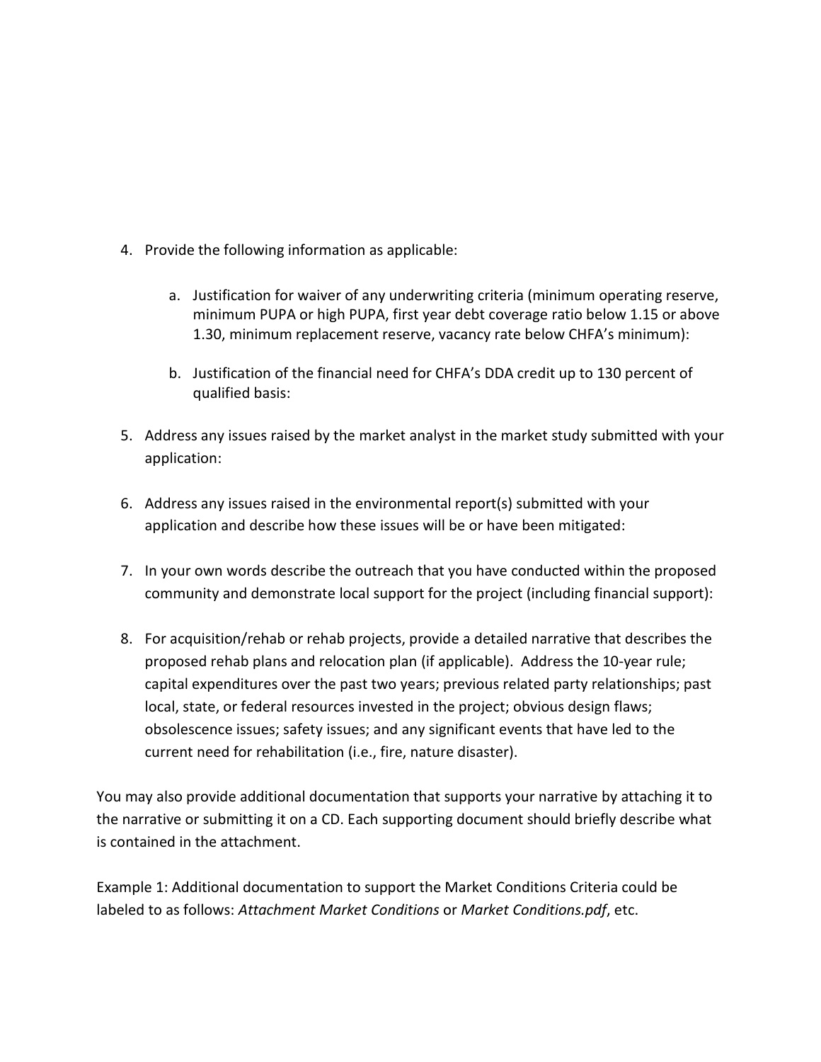4. Provide the following information as applicable:

    a. Justification for waiver of any underwriting criteria (minimum operating reserve, minimum PUPA or high PUPA, first year debt coverage ratio below 1.15 or above 1.30, minimum replacement reserve, vacancy rate below CHFA's minimum):

    b. Justification of the financial need for CHFA's DDA credit up to 130 percent of qualified basis:

5. Address any issues raised by the market analyst in the market study submitted with your application:

6. Address any issues raised in the environmental report(s) submitted with your application and describe how these issues will be or have been mitigated:

7. In your own words describe the outreach that you have conducted within the proposed community and demonstrate local support for the project (including financial support):

8. For acquisition/rehab or rehab projects, provide a detailed narrative that describes the proposed rehab plans and relocation plan (if applicable). Address the 10-year rule; capital expenditures over the past two years; previous related party relationships; past local, state, or federal resources invested in the project; obvious design flaws; obsolescence issues; safety issues; and any significant events that have led to the current need for rehabilitation (i.e., fire, nature disaster).

You may also provide additional documentation that supports your narrative by attaching it to the narrative or submitting it on a CD. Each supporting document should briefly describe what is contained in the attachment.

Example 1: Additional documentation to support the Market Conditions Criteria could be labeled to as follows: *Attachment Market Conditions* or *Market Conditions.pdf*, etc.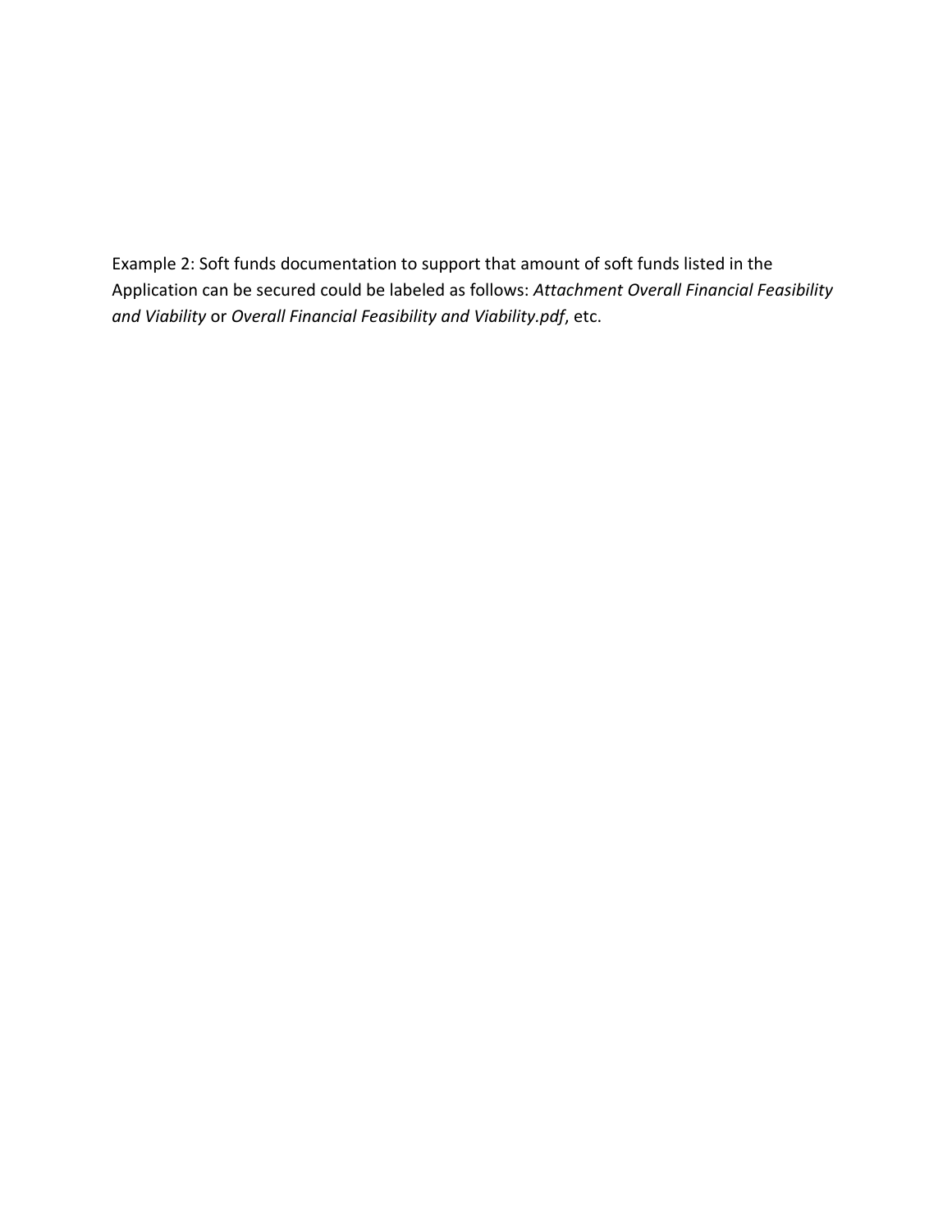Example 2: Soft funds documentation to support that amount of soft funds listed in the Application can be secured could be labeled as follows: *Attachment Overall Financial Feasibility and Viability* or *Overall Financial Feasibility and Viability.pdf*, etc.